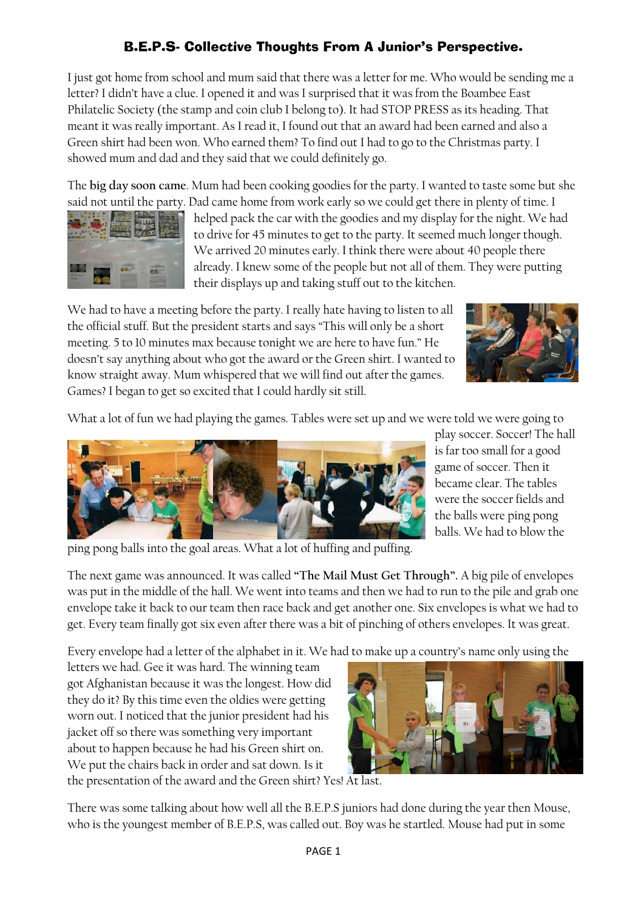# B.E.P.S- Collective Thoughts From A Junior's Perspective.

I just got home from school and mum said that there was a letter for me. Who would be sending me a letter? I didn't have a clue. I opened it and was I surprised that it was from the Boambee East Philatelic Society (the stamp and coin club I belong to). It had STOP PRESS as its heading. That meant it was really important. As I read it, I found out that an award had been earned and also a Green shirt had been won. Who earned them? To find out I had to go to the Christmas party. I showed mum and dad and they said that we could definitely go.

The **big day soon came**. Mum had been cooking goodies for the party. I wanted to taste some but she said not until the party. Dad came home from work early so we could get there in plenty of time. I helped pack the car with the goodies and my display for the night. We had to drive for 45 minutes to get to the party. It seemed much longer though. We arrived 20 minutes early. I think there were about 40 people there already. I knew some of the people but not all of them. They were putting their displays up and taking stuff out to the kitchen.

We had to have a meeting before the party. I really hate having to listen to all the official stuff. But the president starts and says "This will only be a short meeting. 5 to 10 minutes max because tonight we are here to have fun." He doesn't say anything about who got the award or the Green shirt. I wanted to know straight away. Mum whispered that we will find out after the games. Games? I began to get so excited that I could hardly sit still.

What a lot of fun we had playing the games. Tables were set up and we were told we were going to play soccer. Soccer! The hall is far too small for a good game of soccer. Then it became clear. The tables were the soccer fields and the balls were ping pong balls. We had to blow the ping pong balls into the goal areas. What a lot of huffing and puffing.

The next game was announced. It was called **"The Mail Must Get Through".** A big pile of envelopes was put in the middle of the hall. We went into teams and then we had to run to the pile and grab one envelope take it back to our team then race back and get another one. Six envelopes is what we had to get. Every team finally got six even after there was a bit of pinching of others envelopes. It was great.

Every envelope had a letter of the alphabet in it. We had to make up a country's name only using the letters we had. Gee it was hard. The winning team got Afghanistan because it was the longest. How did they do it? By this time even the oldies were getting worn out. I noticed that the junior president had his jacket off so there was something very important about to happen because he had his Green shirt on. We put the chairs back in order and sat down. Is it the presentation of the award and the Green shirt? Yes! At last.

There was some talking about how well all the B.E.P.S juniors had done during the year then Mouse, who is the youngest member of B.E.P.S, was called out. Boy was he startled. Mouse had put in some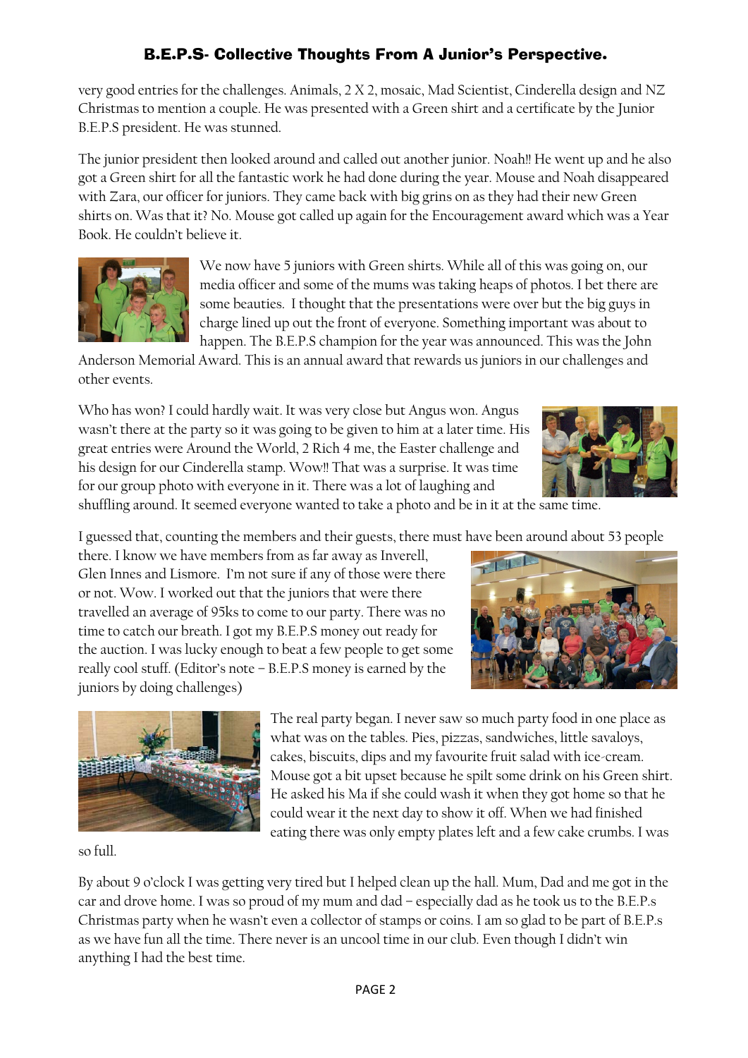very good entries for the challenges. Animals, 2 X 2, mosaic, Mad Scientist, Cinderella design and NZ Christmas to mention a couple. He was presented with a Green shirt and a certificate by the Junior B.E.P.S president. He was stunned.

The junior president then looked around and called out another junior. Noah!! He went up and he also got a Green shirt for all the fantastic work he had done during the year. Mouse and Noah disappeared with Zara, our officer for juniors. They came back with big grins on as they had their new Green shirts on. Was that it? No. Mouse got called up again for the Encouragement award which was a Year Book. He couldn't believe it.

We now have 5 juniors with Green shirts. While all of this was going on, our media officer and some of the mums was taking heaps of photos. I bet there are some beauties. I thought that the presentations were over but the big guys in charge lined up out the front of everyone. Something important was about to happen. The B.E.P.S champion for the year was announced. This was the John Anderson Memorial Award. This is an annual award that rewards us juniors in our challenges and other events.

Who has won? I could hardly wait. It was very close but Angus won. Angus wasn't there at the party so it was going to be given to him at a later time. His great entries were Around the World, 2 Rich 4 me, the Easter challenge and his design for our Cinderella stamp. Wow!! That was a surprise. It was time for our group photo with everyone in it. There was a lot of laughing and shuffling around. It seemed everyone wanted to take a photo and be in it at the same time.

I guessed that, counting the members and their guests, there must have been around about 53 people there. I know we have members from as far away as Inverell, Glen Innes and Lismore. I'm not sure if any of those were there or not. Wow. I worked out that the juniors that were there travelled an average of 95ks to come to our party. There was no time to catch our breath. I got my B.E.P.S money out ready for the auction. I was lucky enough to beat a few people to get some really cool stuff. (Editor's note – B.E.P.S money is earned by the juniors by doing challenges)

The real party began. I never saw so much party food in one place as what was on the tables. Pies, pizzas, sandwiches, little savaloys, cakes, biscuits, dips and my favourite fruit salad with ice-cream. Mouse got a bit upset because he spilt some drink on his Green shirt. He asked his Ma if she could wash it when they got home so that he could wear it the next day to show it off. When we had finished eating there was only empty plates left and a few cake crumbs. I was so full.

By about 9 o'clock I was getting very tired but I helped clean up the hall. Mum, Dad and me got in the car and drove home. I was so proud of my mum and dad – especially dad as he took us to the B.E.P.s Christmas party when he wasn't even a collector of stamps or coins. I am so glad to be part of B.E.P.s as we have fun all the time. There never is an uncool time in our club. Even though I didn't win anything I had the best time.